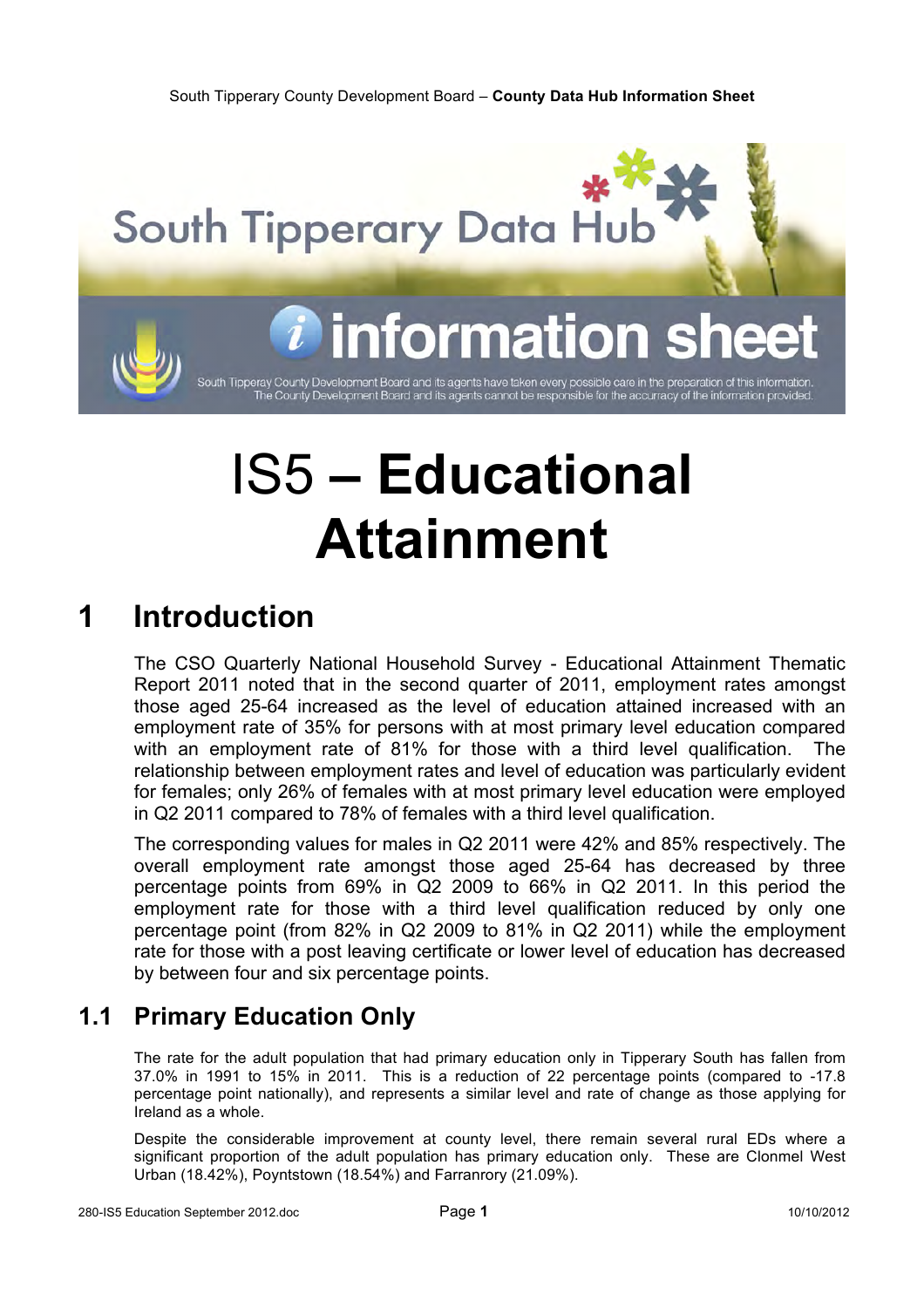# IS5 – Educational Attainment

## 1 Introduction

The CSO Quarterly National Household Survey - Educational Attainment Thematic Report 2011 noted that in the second quarter of 2011, employment rates amongst those aged 25-64 increased as the level of education attained increased with an employment rate of 35% for persons with at most primary level education compared with an employment rate of 81% for those with a third level qualification. The relationship between employment rates and level of education was particularly evident for females; only 26% of females with at most primary level education were employed in Q2 2011 compared to 78% of females with a third level qualification.

The corresponding values for males in Q2 2011 were 42% and 85% respectively. The overall employment rate amongst those aged 25-64 has decreased by three percentage points from 69% in Q2 2009 to 66% in Q2 2011. In this period the employment rate for those with a third level qualification reduced by only one percentage point (from 82% in Q2 2009 to 81% in Q2 2011) while the employment rate for those with a post leaving certificate or lower level of education has decreased by between four and six percentage points.

### 1.1 Primary Education Only

The rate for the adult population that had primary education only in Tipperary South has fallen from 37.0% in 1991 to 15% in 2011. This is a reduction of 22 percentage points (compared to -17.8 percentage point nationally), and represents a similar level and rate of change as those applying for Ireland as a whole.

Despite the considerable improvement at county level, there remain several rural EDs where a significant proportion of the adult population has primary education only. These are Clonmel West Urban (18.42%), Poyntstown (18.54%) and Farranrory (21.09%).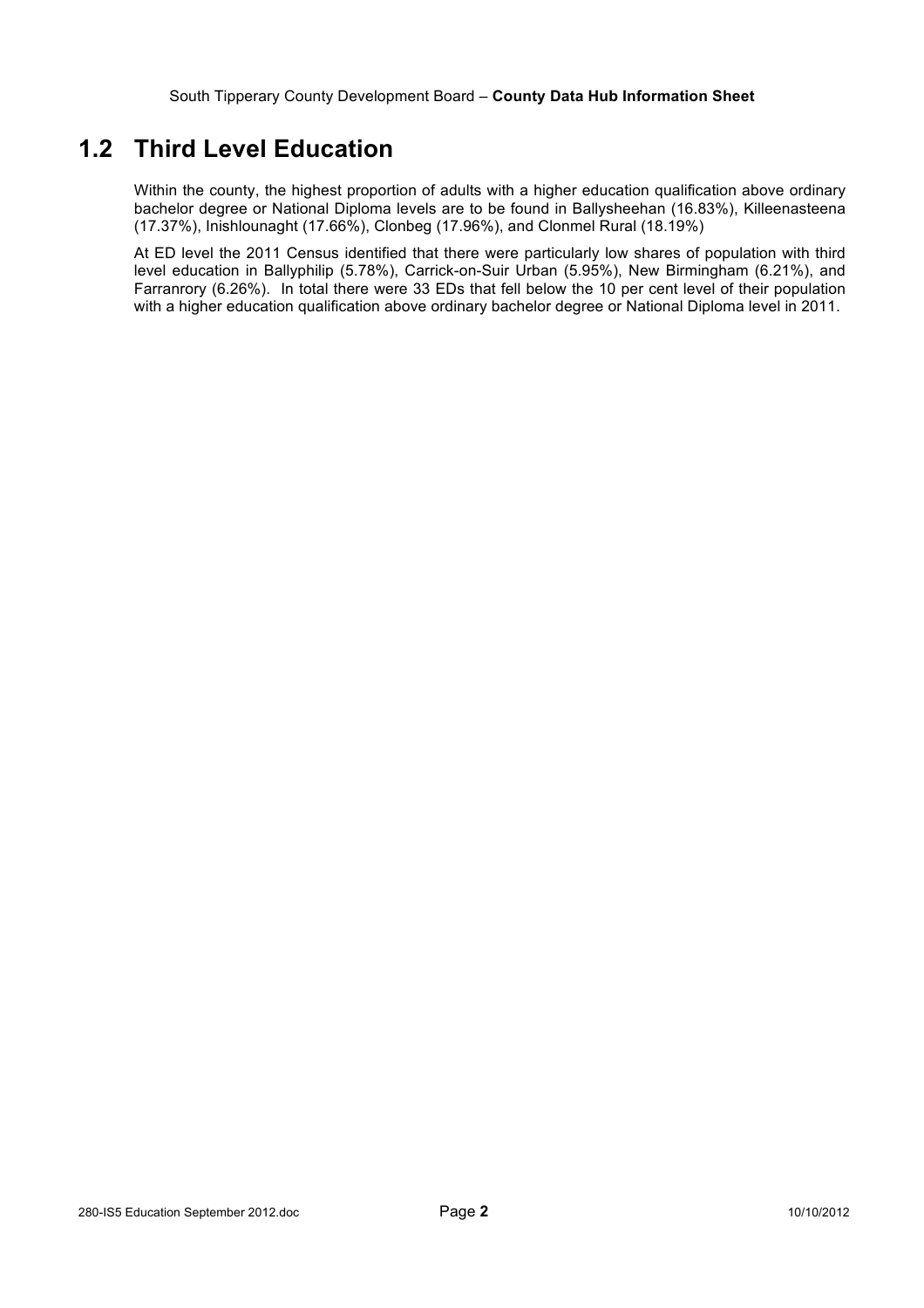## 1.2 Third Level Education

Within the county, the highest proportion of adults with a higher education qualification above ordinary bachelor degree or National Diploma levels are to be found in Ballysheehan (16.83%), Killeenasteena (17.37%), Inishlounaght (17.66%), Clonbeg (17.96%), and Clonmel Rural (18.19%)

At ED level the 2011 Census identified that there were particularly low shares of population with third level education in Ballyphilip (5.78%), Carrick-on-Suir Urban (5.95%), New Birmingham (6.21%), and Farranrory (6.26%). In total there were 33 EDs that fell below the 10 per cent level of their population with a higher education qualification above ordinary bachelor degree or National Diploma level in 2011.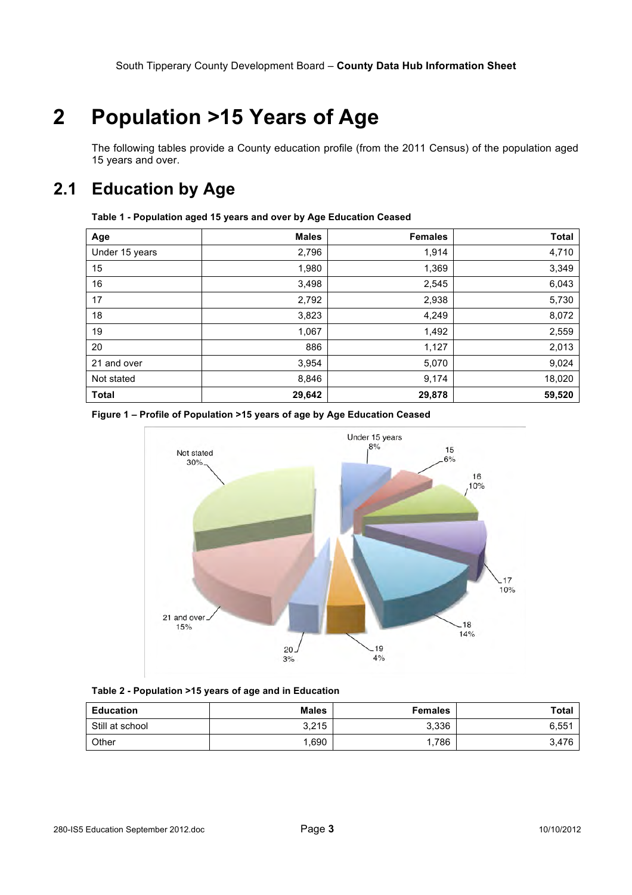# 2 Population >15 Years of Age

The following tables provide a County education profile (from the 2011 Census) of the population aged 15 years and over.

## 2.1 Education by Age

**Table 1 - Population aged 15 years and over by Age Education Ceased**

| Age | Males | Females | Total |
|---|---:|---:|---:|
| Under 15 years | 2,796 | 1,914 | 4,710 |
| 15 | 1,980 | 1,369 | 3,349 |
| 16 | 3,498 | 2,545 | 6,043 |
| 17 | 2,792 | 2,938 | 5,730 |
| 18 | 3,823 | 4,249 | 8,072 |
| 19 | 1,067 | 1,492 | 2,559 |
| 20 | 886 | 1,127 | 2,013 |
| 21 and over | 3,954 | 5,070 | 9,024 |
| Not stated | 8,846 | 9,174 | 18,020 |
| **Total** | **29,642** | **29,878** | **59,520** |

**Figure 1 – Profile of Population >15 years of age by Age Education Ceased**

Under 15 years 8%; 15 6%; 16 10%; 17 10%; 18 14%; 19 4%; 20 3%; 21 and over 15%; Not stated 30%

**Table 2 - Population >15 years of age and in Education**

| Education | Males | Females | Total |
|---|---:|---:|---:|
| Still at school | 3,215 | 3,336 | 6,551 |
| Other | 1,690 | 1,786 | 3,476 |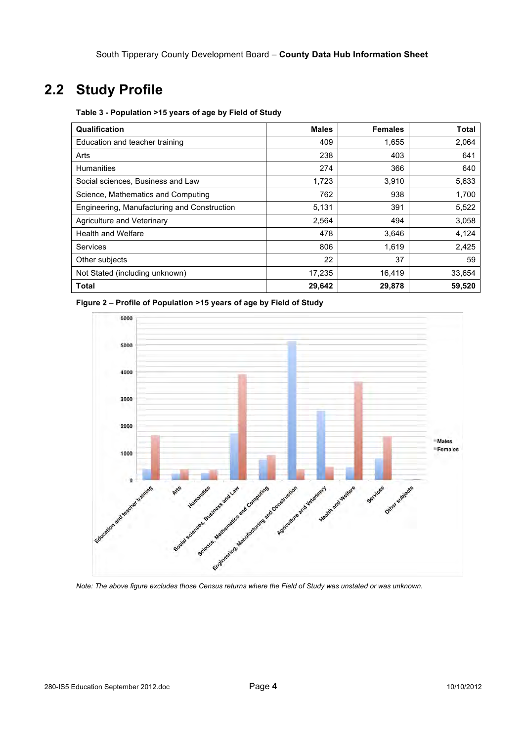## 2.2 Study Profile

**Table 3 - Population >15 years of age by Field of Study**

| Qualification | Males | Females | Total |
|---|---|---|---|
| Education and teacher training | 409 | 1,655 | 2,064 |
| Arts | 238 | 403 | 641 |
| Humanities | 274 | 366 | 640 |
| Social sciences, Business and Law | 1,723 | 3,910 | 5,633 |
| Science, Mathematics and Computing | 762 | 938 | 1,700 |
| Engineering, Manufacturing and Construction | 5,131 | 391 | 5,522 |
| Agriculture and Veterinary | 2,564 | 494 | 3,058 |
| Health and Welfare | 478 | 3,646 | 4,124 |
| Services | 806 | 1,619 | 2,425 |
| Other subjects | 22 | 37 | 59 |
| Not Stated (including unknown) | 17,235 | 16,419 | 33,654 |
| **Total** | **29,642** | **29,878** | **59,520** |

**Figure 2 – Profile of Population >15 years of age by Field of Study**

*Note: The above figure excludes those Census returns where the Field of Study was unstated or was unknown.*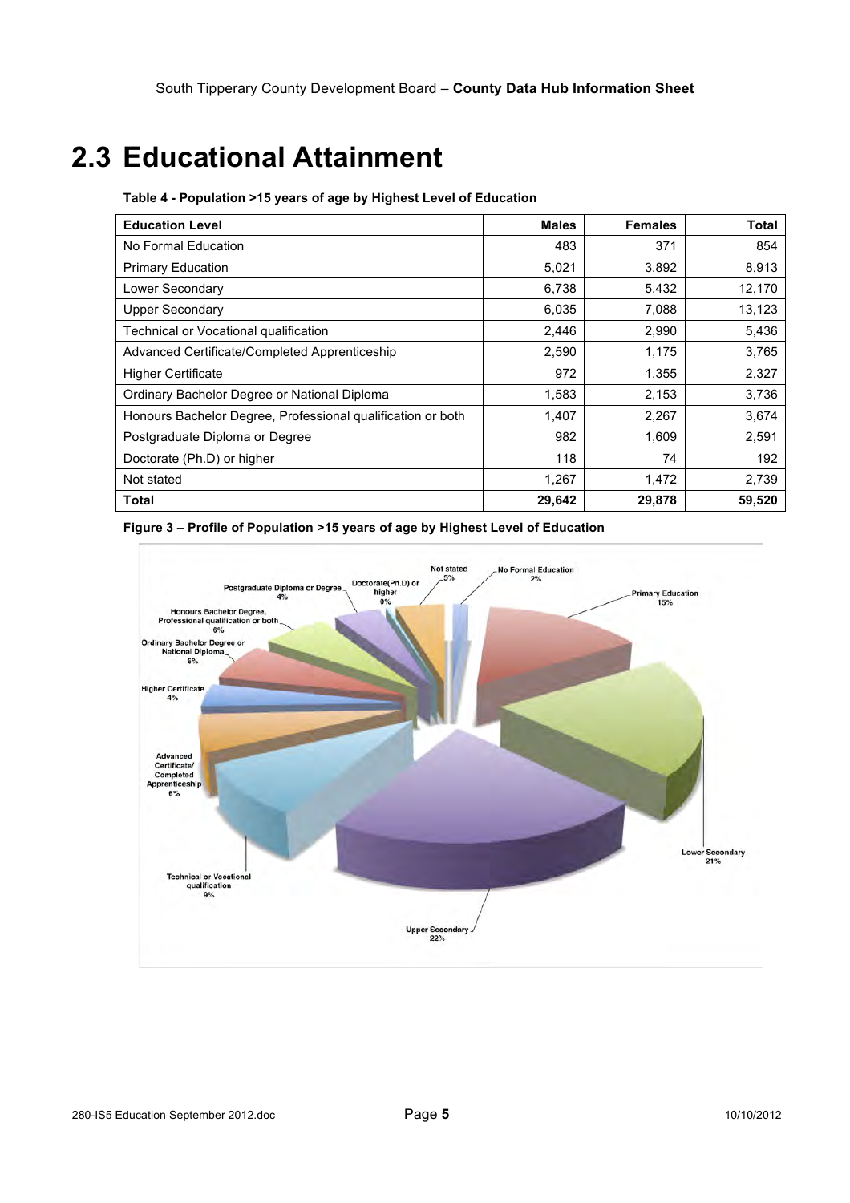## 2.3 Educational Attainment

**Table 4 - Population >15 years of age by Highest Level of Education**

| Education Level | Males | Females | Total |
|---|---|---|---|
| No Formal Education | 483 | 371 | 854 |
| Primary Education | 5,021 | 3,892 | 8,913 |
| Lower Secondary | 6,738 | 5,432 | 12,170 |
| Upper Secondary | 6,035 | 7,088 | 13,123 |
| Technical or Vocational qualification | 2,446 | 2,990 | 5,436 |
| Advanced Certificate/Completed Apprenticeship | 2,590 | 1,175 | 3,765 |
| Higher Certificate | 972 | 1,355 | 2,327 |
| Ordinary Bachelor Degree or National Diploma | 1,583 | 2,153 | 3,736 |
| Honours Bachelor Degree, Professional qualification or both | 1,407 | 2,267 | 3,674 |
| Postgraduate Diploma or Degree | 982 | 1,609 | 2,591 |
| Doctorate (Ph.D) or higher | 118 | 74 | 192 |
| Not stated | 1,267 | 1,472 | 2,739 |
| **Total** | **29,642** | **29,878** | **59,520** |

**Figure 3 – Profile of Population >15 years of age by Highest Level of Education**

Not stated 5%
No Formal Education 2%
Primary Education 15%
Lower Secondary 21%
Upper Secondary 22%
Technical or Vocational qualification 9%
Advanced Certificate/ Completed Apprenticeship 6%
Higher Certificate 4%
Ordinary Bachelor Degree or National Diploma 6%
Honours Bachelor Degree, Professional qualification or both 6%
Postgraduate Diploma or Degree 4%
Doctorate(Ph.D) or higher 0%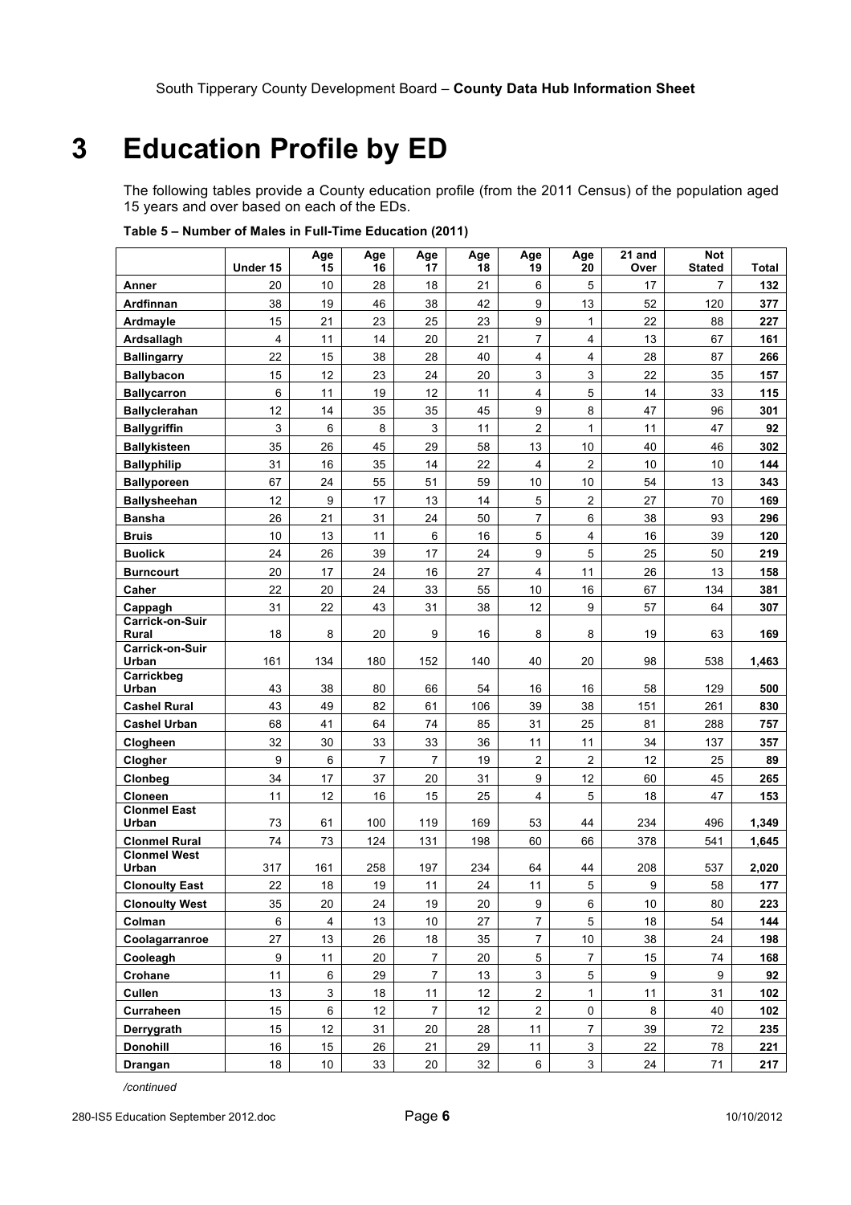# 3 Education Profile by ED

The following tables provide a County education profile (from the 2011 Census) of the population aged 15 years and over based on each of the EDs.

**Table 5 – Number of Males in Full-Time Education (2011)**

| | Under 15 | Age 15 | Age 16 | Age 17 | Age 18 | Age 19 | Age 20 | 21 and Over | Not Stated | Total |
|---|---|---|---|---|---|---|---|---|---|---|
| **Anner** | 20 | 10 | 28 | 18 | 21 | 6 | 5 | 17 | 7 | **132** |
| **Ardfinnan** | 38 | 19 | 46 | 38 | 42 | 9 | 13 | 52 | 120 | **377** |
| **Ardmayle** | 15 | 21 | 23 | 25 | 23 | 9 | 1 | 22 | 88 | **227** |
| **Ardsallagh** | 4 | 11 | 14 | 20 | 21 | 7 | 4 | 13 | 67 | **161** |
| **Ballingarry** | 22 | 15 | 38 | 28 | 40 | 4 | 4 | 28 | 87 | **266** |
| **Ballybacon** | 15 | 12 | 23 | 24 | 20 | 3 | 3 | 22 | 35 | **157** |
| **Ballycarron** | 6 | 11 | 19 | 12 | 11 | 4 | 5 | 14 | 33 | **115** |
| **Ballyclerahan** | 12 | 14 | 35 | 35 | 45 | 9 | 8 | 47 | 96 | **301** |
| **Ballygriffin** | 3 | 6 | 8 | 3 | 11 | 2 | 1 | 11 | 47 | **92** |
| **Ballykisteen** | 35 | 26 | 45 | 29 | 58 | 13 | 10 | 40 | 46 | **302** |
| **Ballyphilip** | 31 | 16 | 35 | 14 | 22 | 4 | 2 | 10 | 10 | **144** |
| **Ballyporeen** | 67 | 24 | 55 | 51 | 59 | 10 | 10 | 54 | 13 | **343** |
| **Ballysheehan** | 12 | 9 | 17 | 13 | 14 | 5 | 2 | 27 | 70 | **169** |
| **Bansha** | 26 | 21 | 31 | 24 | 50 | 7 | 6 | 38 | 93 | **296** |
| **Bruis** | 10 | 13 | 11 | 6 | 16 | 5 | 4 | 16 | 39 | **120** |
| **Buolick** | 24 | 26 | 39 | 17 | 24 | 9 | 5 | 25 | 50 | **219** |
| **Burncourt** | 20 | 17 | 24 | 16 | 27 | 4 | 11 | 26 | 13 | **158** |
| **Caher** | 22 | 20 | 24 | 33 | 55 | 10 | 16 | 67 | 134 | **381** |
| **Cappagh** | 31 | 22 | 43 | 31 | 38 | 12 | 9 | 57 | 64 | **307** |
| **Carrick-on-Suir Rural** | 18 | 8 | 20 | 9 | 16 | 8 | 8 | 19 | 63 | **169** |
| **Carrick-on-Suir Urban** | 161 | 134 | 180 | 152 | 140 | 40 | 20 | 98 | 538 | **1,463** |
| **Carrickbeg Urban** | 43 | 38 | 80 | 66 | 54 | 16 | 16 | 58 | 129 | **500** |
| **Cashel Rural** | 43 | 49 | 82 | 61 | 106 | 39 | 38 | 151 | 261 | **830** |
| **Cashel Urban** | 68 | 41 | 64 | 74 | 85 | 31 | 25 | 81 | 288 | **757** |
| **Clogheen** | 32 | 30 | 33 | 33 | 36 | 11 | 11 | 34 | 137 | **357** |
| **Clogher** | 9 | 6 | 7 | 7 | 19 | 2 | 2 | 12 | 25 | **89** |
| **Clonbeg** | 34 | 17 | 37 | 20 | 31 | 9 | 12 | 60 | 45 | **265** |
| **Cloneen** | 11 | 12 | 16 | 15 | 25 | 4 | 5 | 18 | 47 | **153** |
| **Clonmel East Urban** | 73 | 61 | 100 | 119 | 169 | 53 | 44 | 234 | 496 | **1,349** |
| **Clonmel Rural** | 74 | 73 | 124 | 131 | 198 | 60 | 66 | 378 | 541 | **1,645** |
| **Clonmel West Urban** | 317 | 161 | 258 | 197 | 234 | 64 | 44 | 208 | 537 | **2,020** |
| **Clonoulty East** | 22 | 18 | 19 | 11 | 24 | 11 | 5 | 9 | 58 | **177** |
| **Clonoulty West** | 35 | 20 | 24 | 19 | 20 | 9 | 6 | 10 | 80 | **223** |
| **Colman** | 6 | 4 | 13 | 10 | 27 | 7 | 5 | 18 | 54 | **144** |
| **Coolagarranroe** | 27 | 13 | 26 | 18 | 35 | 7 | 10 | 38 | 24 | **198** |
| **Cooleagh** | 9 | 11 | 20 | 7 | 20 | 5 | 7 | 15 | 74 | **168** |
| **Crohane** | 11 | 6 | 29 | 7 | 13 | 3 | 5 | 9 | 9 | **92** |
| **Cullen** | 13 | 3 | 18 | 11 | 12 | 2 | 1 | 11 | 31 | **102** |
| **Curraheen** | 15 | 6 | 12 | 7 | 12 | 2 | 0 | 8 | 40 | **102** |
| **Derrygrath** | 15 | 12 | 31 | 20 | 28 | 11 | 7 | 39 | 72 | **235** |
| **Donohill** | 16 | 15 | 26 | 21 | 29 | 11 | 3 | 22 | 78 | **221** |
| **Drangan** | 18 | 10 | 33 | 20 | 32 | 6 | 3 | 24 | 71 | **217** |

*/continued*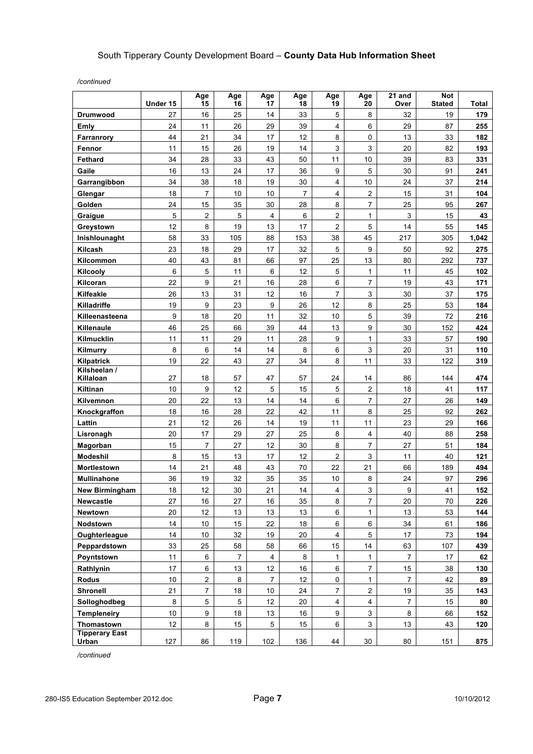*/continued*

| | Under 15 | Age 15 | Age 16 | Age 17 | Age 18 | Age 19 | Age 20 | 21 and Over | Not Stated | Total |
|---|---|---|---|---|---|---|---|---|---|---|
| **Drumwood** | 27 | 16 | 25 | 14 | 33 | 5 | 8 | 32 | 19 | **179** |
| **Emly** | 24 | 11 | 26 | 29 | 39 | 4 | 6 | 29 | 87 | **255** |
| **Farranrory** | 44 | 21 | 34 | 17 | 12 | 8 | 0 | 13 | 33 | **182** |
| **Fennor** | 11 | 15 | 26 | 19 | 14 | 3 | 3 | 20 | 82 | **193** |
| **Fethard** | 34 | 28 | 33 | 43 | 50 | 11 | 10 | 39 | 83 | **331** |
| **Gaile** | 16 | 13 | 24 | 17 | 36 | 9 | 5 | 30 | 91 | **241** |
| **Garrangibbon** | 34 | 38 | 18 | 19 | 30 | 4 | 10 | 24 | 37 | **214** |
| **Glengar** | 18 | 7 | 10 | 10 | 7 | 4 | 2 | 15 | 31 | **104** |
| **Golden** | 24 | 15 | 35 | 30 | 28 | 8 | 7 | 25 | 95 | **267** |
| **Graigue** | 5 | 2 | 5 | 4 | 6 | 2 | 1 | 3 | 15 | **43** |
| **Greystown** | 12 | 8 | 19 | 13 | 17 | 2 | 5 | 14 | 55 | **145** |
| **Inishlounaght** | 58 | 33 | 105 | 88 | 153 | 38 | 45 | 217 | 305 | **1,042** |
| **Kilcash** | 23 | 18 | 29 | 17 | 32 | 5 | 9 | 50 | 92 | **275** |
| **Kilcommon** | 40 | 43 | 81 | 66 | 97 | 25 | 13 | 80 | 292 | **737** |
| **Kilcooly** | 6 | 5 | 11 | 6 | 12 | 5 | 1 | 11 | 45 | **102** |
| **Kilcoran** | 22 | 9 | 21 | 16 | 28 | 6 | 7 | 19 | 43 | **171** |
| **Kilfeakle** | 26 | 13 | 31 | 12 | 16 | 7 | 3 | 30 | 37 | **175** |
| **Killadriffe** | 19 | 9 | 23 | 9 | 26 | 12 | 8 | 25 | 53 | **184** |
| **Killeenasteena** | 9 | 18 | 20 | 11 | 32 | 10 | 5 | 39 | 72 | **216** |
| **Killenaule** | 46 | 25 | 66 | 39 | 44 | 13 | 9 | 30 | 152 | **424** |
| **Kilmucklin** | 11 | 11 | 29 | 11 | 28 | 9 | 1 | 33 | 57 | **190** |
| **Kilmurry** | 8 | 6 | 14 | 14 | 8 | 6 | 3 | 20 | 31 | **110** |
| **Kilpatrick** | 19 | 22 | 43 | 27 | 34 | 8 | 11 | 33 | 122 | **319** |
| **Kilsheelan / Killaloan** | 27 | 18 | 57 | 47 | 57 | 24 | 14 | 86 | 144 | **474** |
| **Kiltinan** | 10 | 9 | 12 | 5 | 15 | 5 | 2 | 18 | 41 | **117** |
| **Kilvemnon** | 20 | 22 | 13 | 14 | 14 | 6 | 7 | 27 | 26 | **149** |
| **Knockgraffon** | 18 | 16 | 28 | 22 | 42 | 11 | 8 | 25 | 92 | **262** |
| **Lattin** | 21 | 12 | 26 | 14 | 19 | 11 | 11 | 23 | 29 | **166** |
| **Lisronagh** | 20 | 17 | 29 | 27 | 25 | 8 | 4 | 40 | 88 | **258** |
| **Magorban** | 15 | 7 | 27 | 12 | 30 | 8 | 7 | 27 | 51 | **184** |
| **Modeshil** | 8 | 15 | 13 | 17 | 12 | 2 | 3 | 11 | 40 | **121** |
| **Mortlestown** | 14 | 21 | 48 | 43 | 70 | 22 | 21 | 66 | 189 | **494** |
| **Mullinahone** | 36 | 19 | 32 | 35 | 35 | 10 | 8 | 24 | 97 | **296** |
| **New Birmingham** | 18 | 12 | 30 | 21 | 14 | 4 | 3 | 9 | 41 | **152** |
| **Newcastle** | 27 | 16 | 27 | 16 | 35 | 8 | 7 | 20 | 70 | **226** |
| **Newtown** | 20 | 12 | 13 | 13 | 13 | 6 | 1 | 13 | 53 | **144** |
| **Nodstown** | 14 | 10 | 15 | 22 | 18 | 6 | 6 | 34 | 61 | **186** |
| **Oughterleague** | 14 | 10 | 32 | 19 | 20 | 4 | 5 | 17 | 73 | **194** |
| **Peppardstown** | 33 | 25 | 58 | 58 | 66 | 15 | 14 | 63 | 107 | **439** |
| **Poyntstown** | 11 | 6 | 7 | 4 | 8 | 1 | 1 | 7 | 17 | **62** |
| **Rathlynin** | 17 | 6 | 13 | 12 | 16 | 6 | 7 | 15 | 38 | **130** |
| **Rodus** | 10 | 2 | 8 | 7 | 12 | 0 | 1 | 7 | 42 | **89** |
| **Shronell** | 21 | 7 | 18 | 10 | 24 | 7 | 2 | 19 | 35 | **143** |
| **Solloghodbeg** | 8 | 5 | 5 | 12 | 20 | 4 | 4 | 7 | 15 | **80** |
| **Templeneiry** | 10 | 9 | 18 | 13 | 16 | 9 | 3 | 8 | 66 | **152** |
| **Thomastown** | 12 | 8 | 15 | 5 | 15 | 6 | 3 | 13 | 43 | **120** |
| **Tipperary East Urban** | 127 | 86 | 119 | 102 | 136 | 44 | 30 | 80 | 151 | **875** |

*/continued*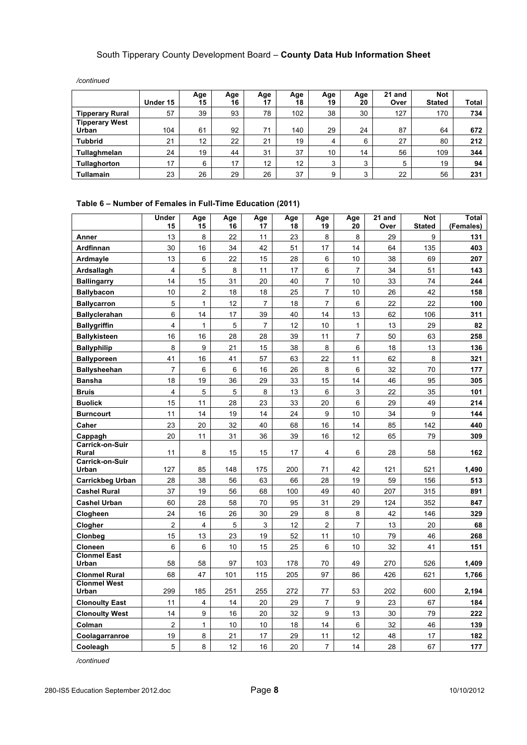*/continued*

| | Under 15 | Age 15 | Age 16 | Age 17 | Age 18 | Age 19 | Age 20 | 21 and Over | Not Stated | Total |
|---|---|---|---|---|---|---|---|---|---|---|
| **Tipperary Rural** | 57 | 39 | 93 | 78 | 102 | 38 | 30 | 127 | 170 | **734** |
| **Tipperary West Urban** | 104 | 61 | 92 | 71 | 140 | 29 | 24 | 87 | 64 | **672** |
| **Tubbrid** | 21 | 12 | 22 | 21 | 19 | 4 | 6 | 27 | 80 | **212** |
| **Tullaghmelan** | 24 | 19 | 44 | 31 | 37 | 10 | 14 | 56 | 109 | **344** |
| **Tullaghorton** | 17 | 6 | 17 | 12 | 12 | 3 | 3 | 5 | 19 | **94** |
| **Tullamain** | 23 | 26 | 29 | 26 | 37 | 9 | 3 | 22 | 56 | **231** |

**Table 6 – Number of Females in Full-Time Education (2011)**

| | Under 15 | Age 15 | Age 16 | Age 17 | Age 18 | Age 19 | Age 20 | 21 and Over | Not Stated | Total (Females) |
|---|---|---|---|---|---|---|---|---|---|---|
| **Anner** | 13 | 8 | 22 | 11 | 23 | 8 | 8 | 29 | 9 | **131** |
| **Ardfinnan** | 30 | 16 | 34 | 42 | 51 | 17 | 14 | 64 | 135 | **403** |
| **Ardmayle** | 13 | 6 | 22 | 15 | 28 | 6 | 10 | 38 | 69 | **207** |
| **Ardsallagh** | 4 | 5 | 8 | 11 | 17 | 6 | 7 | 34 | 51 | **143** |
| **Ballingarry** | 14 | 15 | 31 | 20 | 40 | 7 | 10 | 33 | 74 | **244** |
| **Ballybacon** | 10 | 2 | 18 | 18 | 25 | 7 | 10 | 26 | 42 | **158** |
| **Ballycarron** | 5 | 1 | 12 | 7 | 18 | 7 | 6 | 22 | 22 | **100** |
| **Ballyclerahan** | 6 | 14 | 17 | 39 | 40 | 14 | 13 | 62 | 106 | **311** |
| **Ballygriffin** | 4 | 1 | 5 | 7 | 12 | 10 | 1 | 13 | 29 | **82** |
| **Ballykisteen** | 16 | 16 | 28 | 28 | 39 | 11 | 7 | 50 | 63 | **258** |
| **Ballyphilip** | 8 | 9 | 21 | 15 | 38 | 8 | 6 | 18 | 13 | **136** |
| **Ballyporeen** | 41 | 16 | 41 | 57 | 63 | 22 | 11 | 62 | 8 | **321** |
| **Ballysheehan** | 7 | 6 | 6 | 16 | 26 | 8 | 6 | 32 | 70 | **177** |
| **Bansha** | 18 | 19 | 36 | 29 | 33 | 15 | 14 | 46 | 95 | **305** |
| **Bruis** | 4 | 5 | 5 | 8 | 13 | 6 | 3 | 22 | 35 | **101** |
| **Buolick** | 15 | 11 | 28 | 23 | 33 | 20 | 6 | 29 | 49 | **214** |
| **Burncourt** | 11 | 14 | 19 | 14 | 24 | 9 | 10 | 34 | 9 | **144** |
| **Caher** | 23 | 20 | 32 | 40 | 68 | 16 | 14 | 85 | 142 | **440** |
| **Cappagh** | 20 | 11 | 31 | 36 | 39 | 16 | 12 | 65 | 79 | **309** |
| **Carrick-on-Suir Rural** | 11 | 8 | 15 | 15 | 17 | 4 | 6 | 28 | 58 | **162** |
| **Carrick-on-Suir Urban** | 127 | 85 | 148 | 175 | 200 | 71 | 42 | 121 | 521 | **1,490** |
| **Carrickbeg Urban** | 28 | 38 | 56 | 63 | 66 | 28 | 19 | 59 | 156 | **513** |
| **Cashel Rural** | 37 | 19 | 56 | 68 | 100 | 49 | 40 | 207 | 315 | **891** |
| **Cashel Urban** | 60 | 28 | 58 | 70 | 95 | 31 | 29 | 124 | 352 | **847** |
| **Clogheen** | 24 | 16 | 26 | 30 | 29 | 8 | 8 | 42 | 146 | **329** |
| **Clogher** | 2 | 4 | 5 | 3 | 12 | 2 | 7 | 13 | 20 | **68** |
| **Clonbeg** | 15 | 13 | 23 | 19 | 52 | 11 | 10 | 79 | 46 | **268** |
| **Cloneen** | 6 | 6 | 10 | 15 | 25 | 6 | 10 | 32 | 41 | **151** |
| **Clonmel East Urban** | 58 | 58 | 97 | 103 | 178 | 70 | 49 | 270 | 526 | **1,409** |
| **Clonmel Rural** | 68 | 47 | 101 | 115 | 205 | 97 | 86 | 426 | 621 | **1,766** |
| **Clonmel West Urban** | 299 | 185 | 251 | 255 | 272 | 77 | 53 | 202 | 600 | **2,194** |
| **Clonoulty East** | 11 | 4 | 14 | 20 | 29 | 7 | 9 | 23 | 67 | **184** |
| **Clonoulty West** | 14 | 9 | 16 | 20 | 32 | 9 | 13 | 30 | 79 | **222** |
| **Colman** | 2 | 1 | 10 | 10 | 18 | 14 | 6 | 32 | 46 | **139** |
| **Coolagarranroe** | 19 | 8 | 21 | 17 | 29 | 11 | 12 | 48 | 17 | **182** |
| **Cooleagh** | 5 | 8 | 12 | 16 | 20 | 7 | 14 | 28 | 67 | **177** |

*/continued*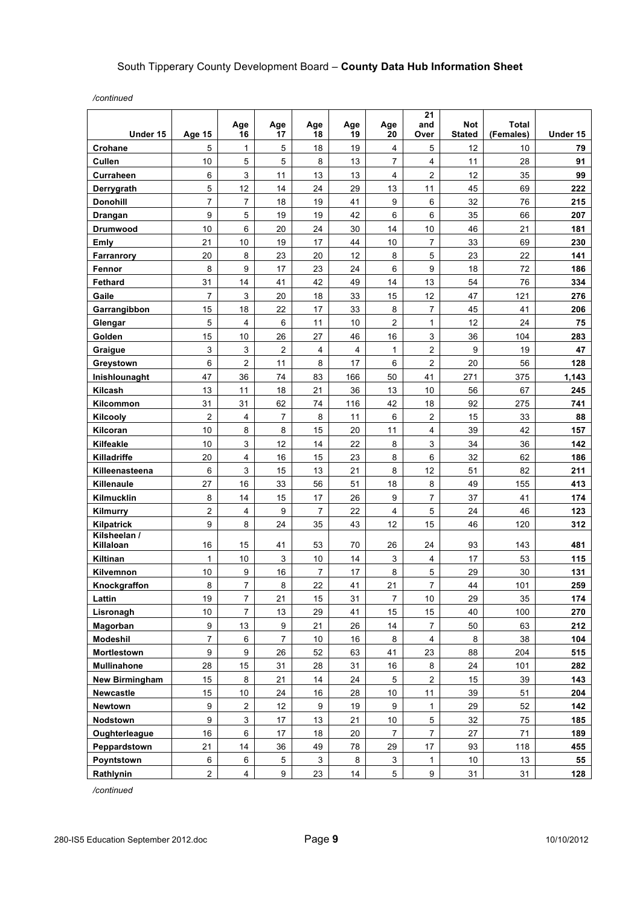*/continued*

| Under 15 | Age 15 | Age 16 | Age 17 | Age 18 | Age 19 | Age 20 | 21 and Over | Not Stated | Total (Females) | Under 15 |
|---|---|---|---|---|---|---|---|---|---|---|
| **Crohane** | 5 | 1 | 5 | 18 | 19 | 4 | 5 | 12 | 10 | **79** |
| **Cullen** | 10 | 5 | 5 | 8 | 13 | 7 | 4 | 11 | 28 | **91** |
| **Curraheen** | 6 | 3 | 11 | 13 | 13 | 4 | 2 | 12 | 35 | **99** |
| **Derrygrath** | 5 | 12 | 14 | 24 | 29 | 13 | 11 | 45 | 69 | **222** |
| **Donohill** | 7 | 7 | 18 | 19 | 41 | 9 | 6 | 32 | 76 | **215** |
| **Drangan** | 9 | 5 | 19 | 19 | 42 | 6 | 6 | 35 | 66 | **207** |
| **Drumwood** | 10 | 6 | 20 | 24 | 30 | 14 | 10 | 46 | 21 | **181** |
| **Emly** | 21 | 10 | 19 | 17 | 44 | 10 | 7 | 33 | 69 | **230** |
| **Farranrory** | 20 | 8 | 23 | 20 | 12 | 8 | 5 | 23 | 22 | **141** |
| **Fennor** | 8 | 9 | 17 | 23 | 24 | 6 | 9 | 18 | 72 | **186** |
| **Fethard** | 31 | 14 | 41 | 42 | 49 | 14 | 13 | 54 | 76 | **334** |
| **Gaile** | 7 | 3 | 20 | 18 | 33 | 15 | 12 | 47 | 121 | **276** |
| **Garrangibbon** | 15 | 18 | 22 | 17 | 33 | 8 | 7 | 45 | 41 | **206** |
| **Glengar** | 5 | 4 | 6 | 11 | 10 | 2 | 1 | 12 | 24 | **75** |
| **Golden** | 15 | 10 | 26 | 27 | 46 | 16 | 3 | 36 | 104 | **283** |
| **Graigue** | 3 | 3 | 2 | 4 | 4 | 1 | 2 | 9 | 19 | **47** |
| **Greystown** | 6 | 2 | 11 | 8 | 17 | 6 | 2 | 20 | 56 | **128** |
| **Inishlounaght** | 47 | 36 | 74 | 83 | 166 | 50 | 41 | 271 | 375 | **1,143** |
| **Kilcash** | 13 | 11 | 18 | 21 | 36 | 13 | 10 | 56 | 67 | **245** |
| **Kilcommon** | 31 | 31 | 62 | 74 | 116 | 42 | 18 | 92 | 275 | **741** |
| **Kilcooly** | 2 | 4 | 7 | 8 | 11 | 6 | 2 | 15 | 33 | **88** |
| **Kilcoran** | 10 | 8 | 8 | 15 | 20 | 11 | 4 | 39 | 42 | **157** |
| **Kilfeakle** | 10 | 3 | 12 | 14 | 22 | 8 | 3 | 34 | 36 | **142** |
| **Killadriffe** | 20 | 4 | 16 | 15 | 23 | 8 | 6 | 32 | 62 | **186** |
| **Killeenasteena** | 6 | 3 | 15 | 13 | 21 | 8 | 12 | 51 | 82 | **211** |
| **Killenaule** | 27 | 16 | 33 | 56 | 51 | 18 | 8 | 49 | 155 | **413** |
| **Kilmucklin** | 8 | 14 | 15 | 17 | 26 | 9 | 7 | 37 | 41 | **174** |
| **Kilmurry** | 2 | 4 | 9 | 7 | 22 | 4 | 5 | 24 | 46 | **123** |
| **Kilpatrick** | 9 | 8 | 24 | 35 | 43 | 12 | 15 | 46 | 120 | **312** |
| **Kilsheelan / Killaloan** | 16 | 15 | 41 | 53 | 70 | 26 | 24 | 93 | 143 | **481** |
| **Kiltinan** | 1 | 10 | 3 | 10 | 14 | 3 | 4 | 17 | 53 | **115** |
| **Kilvemnon** | 10 | 9 | 16 | 7 | 17 | 8 | 5 | 29 | 30 | **131** |
| **Knockgraffon** | 8 | 7 | 8 | 22 | 41 | 21 | 7 | 44 | 101 | **259** |
| **Lattin** | 19 | 7 | 21 | 15 | 31 | 7 | 10 | 29 | 35 | **174** |
| **Lisronagh** | 10 | 7 | 13 | 29 | 41 | 15 | 15 | 40 | 100 | **270** |
| **Magorban** | 9 | 13 | 9 | 21 | 26 | 14 | 7 | 50 | 63 | **212** |
| **Modeshil** | 7 | 6 | 7 | 10 | 16 | 8 | 4 | 8 | 38 | **104** |
| **Mortlestown** | 9 | 9 | 26 | 52 | 63 | 41 | 23 | 88 | 204 | **515** |
| **Mullinahone** | 28 | 15 | 31 | 28 | 31 | 16 | 8 | 24 | 101 | **282** |
| **New Birmingham** | 15 | 8 | 21 | 14 | 24 | 5 | 2 | 15 | 39 | **143** |
| **Newcastle** | 15 | 10 | 24 | 16 | 28 | 10 | 11 | 39 | 51 | **204** |
| **Newtown** | 9 | 2 | 12 | 9 | 19 | 9 | 1 | 29 | 52 | **142** |
| **Nodstown** | 9 | 3 | 17 | 13 | 21 | 10 | 5 | 32 | 75 | **185** |
| **Oughterleague** | 16 | 6 | 17 | 18 | 20 | 7 | 7 | 27 | 71 | **189** |
| **Peppardstown** | 21 | 14 | 36 | 49 | 78 | 29 | 17 | 93 | 118 | **455** |
| **Poyntstown** | 6 | 6 | 5 | 3 | 8 | 3 | 1 | 10 | 13 | **55** |
| **Rathlynin** | 2 | 4 | 9 | 23 | 14 | 5 | 9 | 31 | 31 | **128** |

*/continued*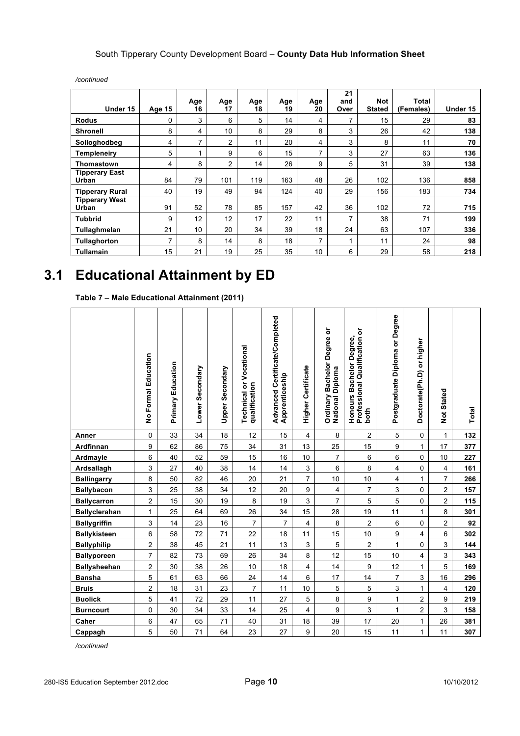*/continued*

| Under 15 | Age 15 | Age 16 | Age 17 | Age 18 | Age 19 | Age 20 | 21 and Over | Not Stated | Total (Females) | Under 15 |
|---|---|---|---|---|---|---|---|---|---|---|
| **Rodus** | 0 | 3 | 6 | 5 | 14 | 4 | 7 | 15 | 29 | **83** |
| **Shronell** | 8 | 4 | 10 | 8 | 29 | 8 | 3 | 26 | 42 | **138** |
| **Solloghodbeg** | 4 | 7 | 2 | 11 | 20 | 4 | 3 | 8 | 11 | **70** |
| **Templeneiry** | 5 | 1 | 9 | 6 | 15 | 7 | 3 | 27 | 63 | **136** |
| **Thomastown** | 4 | 8 | 2 | 14 | 26 | 9 | 5 | 31 | 39 | **138** |
| **Tipperary East Urban** | 84 | 79 | 101 | 119 | 163 | 48 | 26 | 102 | 136 | **858** |
| **Tipperary Rural** | 40 | 19 | 49 | 94 | 124 | 40 | 29 | 156 | 183 | **734** |
| **Tipperary West Urban** | 91 | 52 | 78 | 85 | 157 | 42 | 36 | 102 | 72 | **715** |
| **Tubbrid** | 9 | 12 | 12 | 17 | 22 | 11 | 7 | 38 | 71 | **199** |
| **Tullaghmelan** | 21 | 10 | 20 | 34 | 39 | 18 | 24 | 63 | 107 | **336** |
| **Tullaghorton** | 7 | 8 | 14 | 8 | 18 | 7 | 1 | 11 | 24 | **98** |
| **Tullamain** | 15 | 21 | 19 | 25 | 35 | 10 | 6 | 29 | 58 | **218** |

# 3.1 Educational Attainment by ED

**Table 7 – Male Educational Attainment (2011)**

| | No Formal Education | Primary Education | Lower Secondary | Upper Secondary | Technical or Vocational qualification | Advanced Certificate/Completed Apprenticeship | Higher Certificate | Ordinary Bachelor Degree or National Diploma | Honours Bachelor Degree, Professional Qualification or both | Postgraduate Diploma or Degree | Doctorate(Ph.D) or higher | Not Stated | Total |
|---|---|---|---|---|---|---|---|---|---|---|---|---|---|
| **Anner** | 0 | 33 | 34 | 18 | 12 | 15 | 4 | 8 | 2 | 5 | 0 | 1 | **132** |
| **Ardfinnan** | 9 | 62 | 86 | 75 | 34 | 31 | 13 | 25 | 15 | 9 | 1 | 17 | **377** |
| **Ardmayle** | 6 | 40 | 52 | 59 | 15 | 16 | 10 | 7 | 6 | 6 | 0 | 10 | **227** |
| **Ardsallagh** | 3 | 27 | 40 | 38 | 14 | 14 | 3 | 6 | 8 | 4 | 0 | 4 | **161** |
| **Ballingarry** | 8 | 50 | 82 | 46 | 20 | 21 | 7 | 10 | 10 | 4 | 1 | 7 | **266** |
| **Ballybacon** | 3 | 25 | 38 | 34 | 12 | 20 | 9 | 4 | 7 | 3 | 0 | 2 | **157** |
| **Ballycarron** | 2 | 15 | 30 | 19 | 8 | 19 | 3 | 7 | 5 | 5 | 0 | 2 | **115** |
| **Ballyclerahan** | 1 | 25 | 64 | 69 | 26 | 34 | 15 | 28 | 19 | 11 | 1 | 8 | **301** |
| **Ballygriffin** | 3 | 14 | 23 | 16 | 7 | 7 | 4 | 8 | 2 | 6 | 0 | 2 | **92** |
| **Ballykisteen** | 6 | 58 | 72 | 71 | 22 | 18 | 11 | 15 | 10 | 9 | 4 | 6 | **302** |
| **Ballyphilip** | 2 | 38 | 45 | 21 | 11 | 13 | 3 | 5 | 2 | 1 | 0 | 3 | **144** |
| **Ballyporeen** | 7 | 82 | 73 | 69 | 26 | 34 | 8 | 12 | 15 | 10 | 4 | 3 | **343** |
| **Ballysheehan** | 2 | 30 | 38 | 26 | 10 | 18 | 4 | 14 | 9 | 12 | 1 | 5 | **169** |
| **Bansha** | 5 | 61 | 63 | 66 | 24 | 14 | 6 | 17 | 14 | 7 | 3 | 16 | **296** |
| **Bruis** | 2 | 18 | 31 | 23 | 7 | 11 | 10 | 5 | 5 | 3 | 1 | 4 | **120** |
| **Buolick** | 5 | 41 | 72 | 29 | 11 | 27 | 5 | 8 | 9 | 1 | 2 | 9 | **219** |
| **Burncourt** | 0 | 30 | 34 | 33 | 14 | 25 | 4 | 9 | 3 | 1 | 2 | 3 | **158** |
| **Caher** | 6 | 47 | 65 | 71 | 40 | 31 | 18 | 39 | 17 | 20 | 1 | 26 | **381** |
| **Cappagh** | 5 | 50 | 71 | 64 | 23 | 27 | 9 | 20 | 15 | 11 | 1 | 11 | **307** |

*/continued*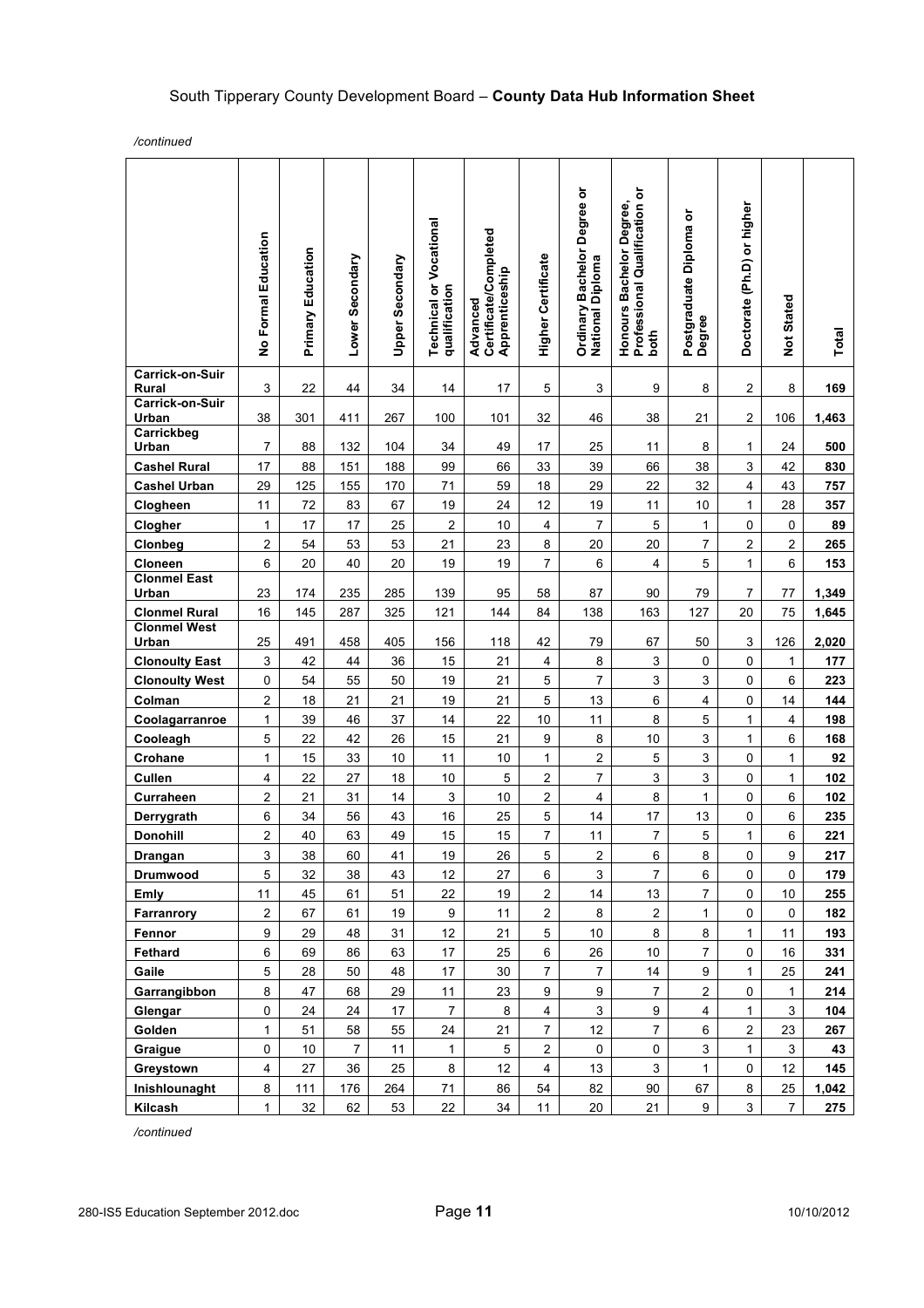*/continued*

| | No Formal Education | Primary Education | Lower Secondary | Upper Secondary | Technical or Vocational qualification | Advanced Certificate/Completed Apprenticeship | Higher Certificate | Ordinary Bachelor Degree or National Diploma | Honours Bachelor Degree, Professional Qualification or both | Postgraduate Diploma or Degree | Doctorate (Ph.D) or higher | Not Stated | Total |
|---|---|---|---|---|---|---|---|---|---|---|---|---|---|
| **Carrick-on-Suir Rural** | 3 | 22 | 44 | 34 | 14 | 17 | 5 | 3 | 9 | 8 | 2 | 8 | **169** |
| **Carrick-on-Suir Urban** | 38 | 301 | 411 | 267 | 100 | 101 | 32 | 46 | 38 | 21 | 2 | 106 | **1,463** |
| **Carrickbeg Urban** | 7 | 88 | 132 | 104 | 34 | 49 | 17 | 25 | 11 | 8 | 1 | 24 | **500** |
| **Cashel Rural** | 17 | 88 | 151 | 188 | 99 | 66 | 33 | 39 | 66 | 38 | 3 | 42 | **830** |
| **Cashel Urban** | 29 | 125 | 155 | 170 | 71 | 59 | 18 | 29 | 22 | 32 | 4 | 43 | **757** |
| **Clogheen** | 11 | 72 | 83 | 67 | 19 | 24 | 12 | 19 | 11 | 10 | 1 | 28 | **357** |
| **Clogher** | 1 | 17 | 17 | 25 | 2 | 10 | 4 | 7 | 5 | 1 | 0 | 0 | **89** |
| **Clonbeg** | 2 | 54 | 53 | 53 | 21 | 23 | 8 | 20 | 20 | 7 | 2 | 2 | **265** |
| **Cloneen** | 6 | 20 | 40 | 20 | 19 | 19 | 7 | 6 | 4 | 5 | 1 | 6 | **153** |
| **Clonmel East Urban** | 23 | 174 | 235 | 285 | 139 | 95 | 58 | 87 | 90 | 79 | 7 | 77 | **1,349** |
| **Clonmel Rural** | 16 | 145 | 287 | 325 | 121 | 144 | 84 | 138 | 163 | 127 | 20 | 75 | **1,645** |
| **Clonmel West Urban** | 25 | 491 | 458 | 405 | 156 | 118 | 42 | 79 | 67 | 50 | 3 | 126 | **2,020** |
| **Clonoulty East** | 3 | 42 | 44 | 36 | 15 | 21 | 4 | 8 | 3 | 0 | 0 | 1 | **177** |
| **Clonoulty West** | 0 | 54 | 55 | 50 | 19 | 21 | 5 | 7 | 3 | 3 | 0 | 6 | **223** |
| **Colman** | 2 | 18 | 21 | 21 | 19 | 21 | 5 | 13 | 6 | 4 | 0 | 14 | **144** |
| **Coolagarranroe** | 1 | 39 | 46 | 37 | 14 | 22 | 10 | 11 | 8 | 5 | 1 | 4 | **198** |
| **Cooleagh** | 5 | 22 | 42 | 26 | 15 | 21 | 9 | 8 | 10 | 3 | 1 | 6 | **168** |
| **Crohane** | 1 | 15 | 33 | 10 | 11 | 10 | 1 | 2 | 5 | 3 | 0 | 1 | **92** |
| **Cullen** | 4 | 22 | 27 | 18 | 10 | 5 | 2 | 7 | 3 | 3 | 0 | 1 | **102** |
| **Curraheen** | 2 | 21 | 31 | 14 | 3 | 10 | 2 | 4 | 8 | 1 | 0 | 6 | **102** |
| **Derrygrath** | 6 | 34 | 56 | 43 | 16 | 25 | 5 | 14 | 17 | 13 | 0 | 6 | **235** |
| **Donohill** | 2 | 40 | 63 | 49 | 15 | 15 | 7 | 11 | 7 | 5 | 1 | 6 | **221** |
| **Drangan** | 3 | 38 | 60 | 41 | 19 | 26 | 5 | 2 | 6 | 8 | 0 | 9 | **217** |
| **Drumwood** | 5 | 32 | 38 | 43 | 12 | 27 | 6 | 3 | 7 | 6 | 0 | 0 | **179** |
| **Emly** | 11 | 45 | 61 | 51 | 22 | 19 | 2 | 14 | 13 | 7 | 0 | 10 | **255** |
| **Farranrory** | 2 | 67 | 61 | 19 | 9 | 11 | 2 | 8 | 2 | 1 | 0 | 0 | **182** |
| **Fennor** | 9 | 29 | 48 | 31 | 12 | 21 | 5 | 10 | 8 | 8 | 1 | 11 | **193** |
| **Fethard** | 6 | 69 | 86 | 63 | 17 | 25 | 6 | 26 | 10 | 7 | 0 | 16 | **331** |
| **Gaile** | 5 | 28 | 50 | 48 | 17 | 30 | 7 | 7 | 14 | 9 | 1 | 25 | **241** |
| **Garrangibbon** | 8 | 47 | 68 | 29 | 11 | 23 | 9 | 9 | 7 | 2 | 0 | 1 | **214** |
| **Glengar** | 0 | 24 | 24 | 17 | 7 | 8 | 4 | 3 | 9 | 4 | 1 | 3 | **104** |
| **Golden** | 1 | 51 | 58 | 55 | 24 | 21 | 7 | 12 | 7 | 6 | 2 | 23 | **267** |
| **Graigue** | 0 | 10 | 7 | 11 | 1 | 5 | 2 | 0 | 0 | 3 | 1 | 3 | **43** |
| **Greystown** | 4 | 27 | 36 | 25 | 8 | 12 | 4 | 13 | 3 | 1 | 0 | 12 | **145** |
| **Inishlounaght** | 8 | 111 | 176 | 264 | 71 | 86 | 54 | 82 | 90 | 67 | 8 | 25 | **1,042** |
| **Kilcash** | 1 | 32 | 62 | 53 | 22 | 34 | 11 | 20 | 21 | 9 | 3 | 7 | **275** |

*/continued*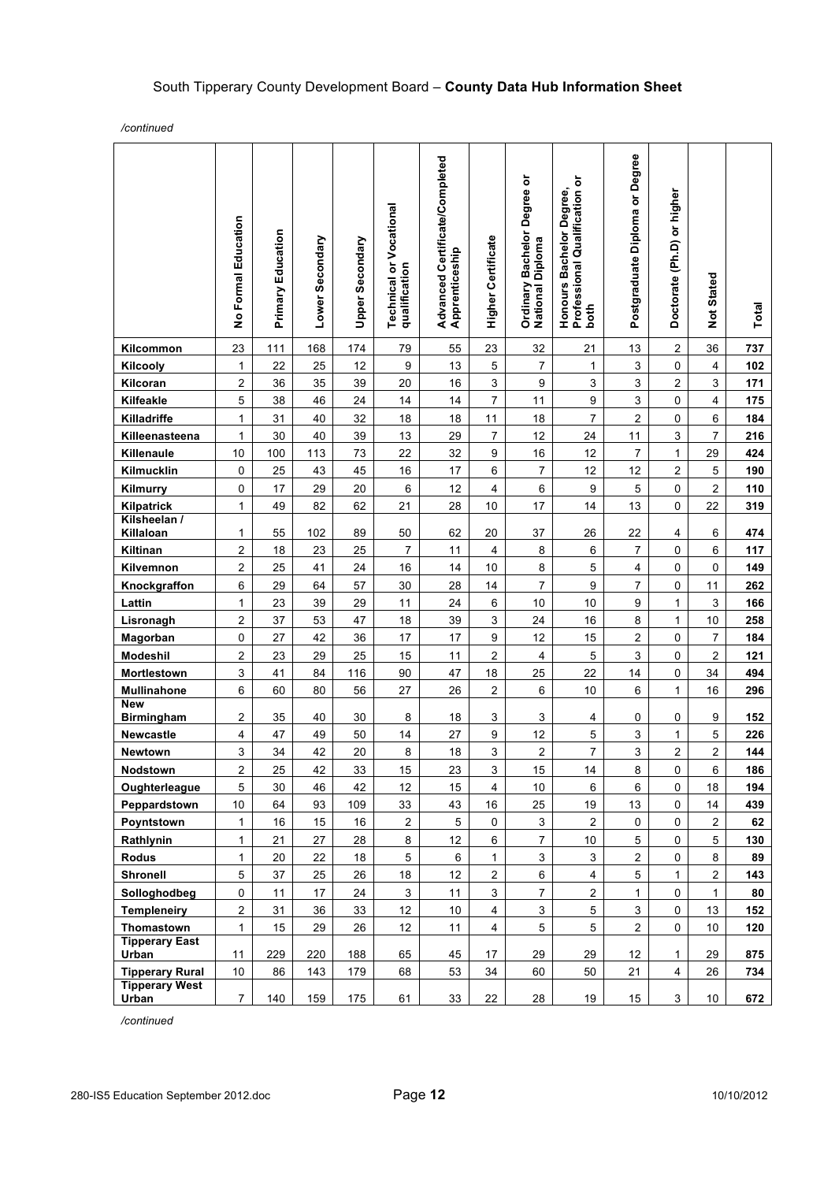South Tipperary County Development Board – **County Data Hub Information Sheet**

*/continued*

| | No Formal Education | Primary Education | Lower Secondary | Upper Secondary | Technical or Vocational qualification | Advanced Certificate/Completed Apprenticeship | Higher Certificate | Ordinary Bachelor Degree or National Diploma | Honours Bachelor Degree, Professional Qualification or both | Postgraduate Diploma or Degree | Doctorate (Ph.D) or higher | Not Stated | Total |
|---|---|---|---|---|---|---|---|---|---|---|---|---|---|
| **Kilcommon** | 23 | 111 | 168 | 174 | 79 | 55 | 23 | 32 | 21 | 13 | 2 | 36 | **737** |
| **Kilcooly** | 1 | 22 | 25 | 12 | 9 | 13 | 5 | 7 | 1 | 3 | 0 | 4 | **102** |
| **Kilcoran** | 2 | 36 | 35 | 39 | 20 | 16 | 3 | 9 | 3 | 3 | 2 | 3 | **171** |
| **Kilfeakle** | 5 | 38 | 46 | 24 | 14 | 14 | 7 | 11 | 9 | 3 | 0 | 4 | **175** |
| **Killadriffe** | 1 | 31 | 40 | 32 | 18 | 18 | 11 | 18 | 7 | 2 | 0 | 6 | **184** |
| **Killeenasteena** | 1 | 30 | 40 | 39 | 13 | 29 | 7 | 12 | 24 | 11 | 3 | 7 | **216** |
| **Killenaule** | 10 | 100 | 113 | 73 | 22 | 32 | 9 | 16 | 12 | 7 | 1 | 29 | **424** |
| **Kilmucklin** | 0 | 25 | 43 | 45 | 16 | 17 | 6 | 7 | 12 | 12 | 2 | 5 | **190** |
| **Kilmurry** | 0 | 17 | 29 | 20 | 6 | 12 | 4 | 6 | 9 | 5 | 0 | 2 | **110** |
| **Kilpatrick** | 1 | 49 | 82 | 62 | 21 | 28 | 10 | 17 | 14 | 13 | 0 | 22 | **319** |
| **Kilsheelan / Killaloan** | 1 | 55 | 102 | 89 | 50 | 62 | 20 | 37 | 26 | 22 | 4 | 6 | **474** |
| **Kiltinan** | 2 | 18 | 23 | 25 | 7 | 11 | 4 | 8 | 6 | 7 | 0 | 6 | **117** |
| **Kilvemnon** | 2 | 25 | 41 | 24 | 16 | 14 | 10 | 8 | 5 | 4 | 0 | 0 | **149** |
| **Knockgraffon** | 6 | 29 | 64 | 57 | 30 | 28 | 14 | 7 | 9 | 7 | 0 | 11 | **262** |
| **Lattin** | 1 | 23 | 39 | 29 | 11 | 24 | 6 | 10 | 10 | 9 | 1 | 3 | **166** |
| **Lisronagh** | 2 | 37 | 53 | 47 | 18 | 39 | 3 | 24 | 16 | 8 | 1 | 10 | **258** |
| **Magorban** | 0 | 27 | 42 | 36 | 17 | 17 | 9 | 12 | 15 | 2 | 0 | 7 | **184** |
| **Modeshil** | 2 | 23 | 29 | 25 | 15 | 11 | 2 | 4 | 5 | 3 | 0 | 2 | **121** |
| **Mortlestown** | 3 | 41 | 84 | 116 | 90 | 47 | 18 | 25 | 22 | 14 | 0 | 34 | **494** |
| **Mullinahone** | 6 | 60 | 80 | 56 | 27 | 26 | 2 | 6 | 10 | 6 | 1 | 16 | **296** |
| **New Birmingham** | 2 | 35 | 40 | 30 | 8 | 18 | 3 | 3 | 4 | 0 | 0 | 9 | **152** |
| **Newcastle** | 4 | 47 | 49 | 50 | 14 | 27 | 9 | 12 | 5 | 3 | 1 | 5 | **226** |
| **Newtown** | 3 | 34 | 42 | 20 | 8 | 18 | 3 | 2 | 7 | 3 | 2 | 2 | **144** |
| **Nodstown** | 2 | 25 | 42 | 33 | 15 | 23 | 3 | 15 | 14 | 8 | 0 | 6 | **186** |
| **Oughterleague** | 5 | 30 | 46 | 42 | 12 | 15 | 4 | 10 | 6 | 6 | 0 | 18 | **194** |
| **Peppardstown** | 10 | 64 | 93 | 109 | 33 | 43 | 16 | 25 | 19 | 13 | 0 | 14 | **439** |
| **Poyntstown** | 1 | 16 | 15 | 16 | 2 | 5 | 0 | 3 | 2 | 0 | 0 | 2 | **62** |
| **Rathlynin** | 1 | 21 | 27 | 28 | 8 | 12 | 6 | 7 | 10 | 5 | 0 | 5 | **130** |
| **Rodus** | 1 | 20 | 22 | 18 | 5 | 6 | 1 | 3 | 3 | 2 | 0 | 8 | **89** |
| **Shronell** | 5 | 37 | 25 | 26 | 18 | 12 | 2 | 6 | 4 | 5 | 1 | 2 | **143** |
| **Solloghodbeg** | 0 | 11 | 17 | 24 | 3 | 11 | 3 | 7 | 2 | 1 | 0 | 1 | **80** |
| **Templeneiry** | 2 | 31 | 36 | 33 | 12 | 10 | 4 | 3 | 5 | 3 | 0 | 13 | **152** |
| **Thomastown** | 1 | 15 | 29 | 26 | 12 | 11 | 4 | 5 | 5 | 2 | 0 | 10 | **120** |
| **Tipperary East Urban** | 11 | 229 | 220 | 188 | 65 | 45 | 17 | 29 | 29 | 12 | 1 | 29 | **875** |
| **Tipperary Rural** | 10 | 86 | 143 | 179 | 68 | 53 | 34 | 60 | 50 | 21 | 4 | 26 | **734** |
| **Tipperary West Urban** | 7 | 140 | 159 | 175 | 61 | 33 | 22 | 28 | 19 | 15 | 3 | 10 | **672** |

*/continued*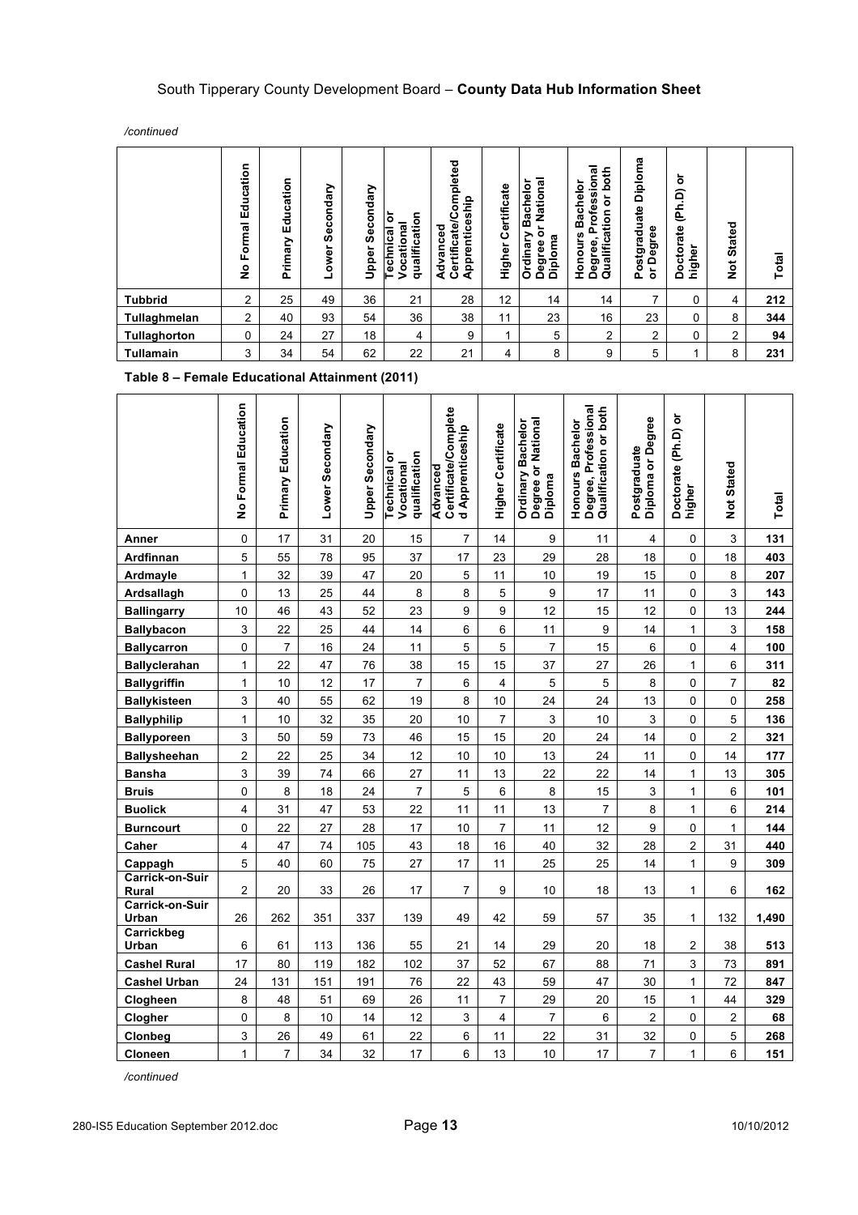*/continued*

| | No Formal Education | Primary Education | Lower Secondary | Upper Secondary | Technical or Vocational qualification | Advanced Certificate/Completed Apprenticeship | Higher Certificate | Ordinary Bachelor Degree or National Diploma | Honours Bachelor Degree, Professional Qualification or both | Postgraduate Diploma or Degree | Doctorate (Ph.D) or higher | Not Stated | Total |
|---|---|---|---|---|---|---|---|---|---|---|---|---|---|
| **Tubbrid** | 2 | 25 | 49 | 36 | 21 | 28 | 12 | 14 | 14 | 7 | 0 | 4 | **212** |
| **Tullaghmelan** | 2 | 40 | 93 | 54 | 36 | 38 | 11 | 23 | 16 | 23 | 0 | 8 | **344** |
| **Tullaghorton** | 0 | 24 | 27 | 18 | 4 | 9 | 1 | 5 | 2 | 2 | 0 | 2 | **94** |
| **Tullamain** | 3 | 34 | 54 | 62 | 22 | 21 | 4 | 8 | 9 | 5 | 1 | 8 | **231** |

**Table 8 – Female Educational Attainment (2011)**

| | No Formal Education | Primary Education | Lower Secondary | Upper Secondary | Technical or Vocational qualification | Advanced Certificate/Completed Apprenticeship | Higher Certificate | Ordinary Bachelor Degree or National Diploma | Honours Bachelor Degree, Professional Qualification or both | Postgraduate Diploma or Degree | Doctorate (Ph.D) or higher | Not Stated | Total |
|---|---|---|---|---|---|---|---|---|---|---|---|---|---|
| **Anner** | 0 | 17 | 31 | 20 | 15 | 7 | 14 | 9 | 11 | 4 | 0 | 3 | **131** |
| **Ardfinnan** | 5 | 55 | 78 | 95 | 37 | 17 | 23 | 29 | 28 | 18 | 0 | 18 | **403** |
| **Ardmayle** | 1 | 32 | 39 | 47 | 20 | 5 | 11 | 10 | 19 | 15 | 0 | 8 | **207** |
| **Ardsallagh** | 0 | 13 | 25 | 44 | 8 | 8 | 5 | 9 | 17 | 11 | 0 | 3 | **143** |
| **Ballingarry** | 10 | 46 | 43 | 52 | 23 | 9 | 9 | 12 | 15 | 12 | 0 | 13 | **244** |
| **Ballybacon** | 3 | 22 | 25 | 44 | 14 | 6 | 6 | 11 | 9 | 14 | 1 | 3 | **158** |
| **Ballycarron** | 0 | 7 | 16 | 24 | 11 | 5 | 5 | 7 | 15 | 6 | 0 | 4 | **100** |
| **Ballyclerahan** | 1 | 22 | 47 | 76 | 38 | 15 | 15 | 37 | 27 | 26 | 1 | 6 | **311** |
| **Ballygriffin** | 1 | 10 | 12 | 17 | 7 | 6 | 4 | 5 | 5 | 8 | 0 | 7 | **82** |
| **Ballykisteen** | 3 | 40 | 55 | 62 | 19 | 8 | 10 | 24 | 24 | 13 | 0 | 0 | **258** |
| **Ballyphilip** | 1 | 10 | 32 | 35 | 20 | 10 | 7 | 3 | 10 | 3 | 0 | 5 | **136** |
| **Ballyporeen** | 3 | 50 | 59 | 73 | 46 | 15 | 15 | 20 | 24 | 14 | 0 | 2 | **321** |
| **Ballysheehan** | 2 | 22 | 25 | 34 | 12 | 10 | 10 | 13 | 24 | 11 | 0 | 14 | **177** |
| **Bansha** | 3 | 39 | 74 | 66 | 27 | 11 | 13 | 22 | 22 | 14 | 1 | 13 | **305** |
| **Bruis** | 0 | 8 | 18 | 24 | 7 | 5 | 6 | 8 | 15 | 3 | 1 | 6 | **101** |
| **Buolick** | 4 | 31 | 47 | 53 | 22 | 11 | 11 | 13 | 7 | 8 | 1 | 6 | **214** |
| **Burncourt** | 0 | 22 | 27 | 28 | 17 | 10 | 7 | 11 | 12 | 9 | 0 | 1 | **144** |
| **Caher** | 4 | 47 | 74 | 105 | 43 | 18 | 16 | 40 | 32 | 28 | 2 | 31 | **440** |
| **Cappagh** | 5 | 40 | 60 | 75 | 27 | 17 | 11 | 25 | 25 | 14 | 1 | 9 | **309** |
| **Carrick-on-Suir Rural** | 2 | 20 | 33 | 26 | 17 | 7 | 9 | 10 | 18 | 13 | 1 | 6 | **162** |
| **Carrick-on-Suir Urban** | 26 | 262 | 351 | 337 | 139 | 49 | 42 | 59 | 57 | 35 | 1 | 132 | **1,490** |
| **Carrickbeg Urban** | 6 | 61 | 113 | 136 | 55 | 21 | 14 | 29 | 20 | 18 | 2 | 38 | **513** |
| **Cashel Rural** | 17 | 80 | 119 | 182 | 102 | 37 | 52 | 67 | 88 | 71 | 3 | 73 | **891** |
| **Cashel Urban** | 24 | 131 | 151 | 191 | 76 | 22 | 43 | 59 | 47 | 30 | 1 | 72 | **847** |
| **Clogheen** | 8 | 48 | 51 | 69 | 26 | 11 | 7 | 29 | 20 | 15 | 1 | 44 | **329** |
| **Clogher** | 0 | 8 | 10 | 14 | 12 | 3 | 4 | 7 | 6 | 2 | 0 | 2 | **68** |
| **Clonbeg** | 3 | 26 | 49 | 61 | 22 | 6 | 11 | 22 | 31 | 32 | 0 | 5 | **268** |
| **Cloneen** | 1 | 7 | 34 | 32 | 17 | 6 | 13 | 10 | 17 | 7 | 1 | 6 | **151** |

*/continued*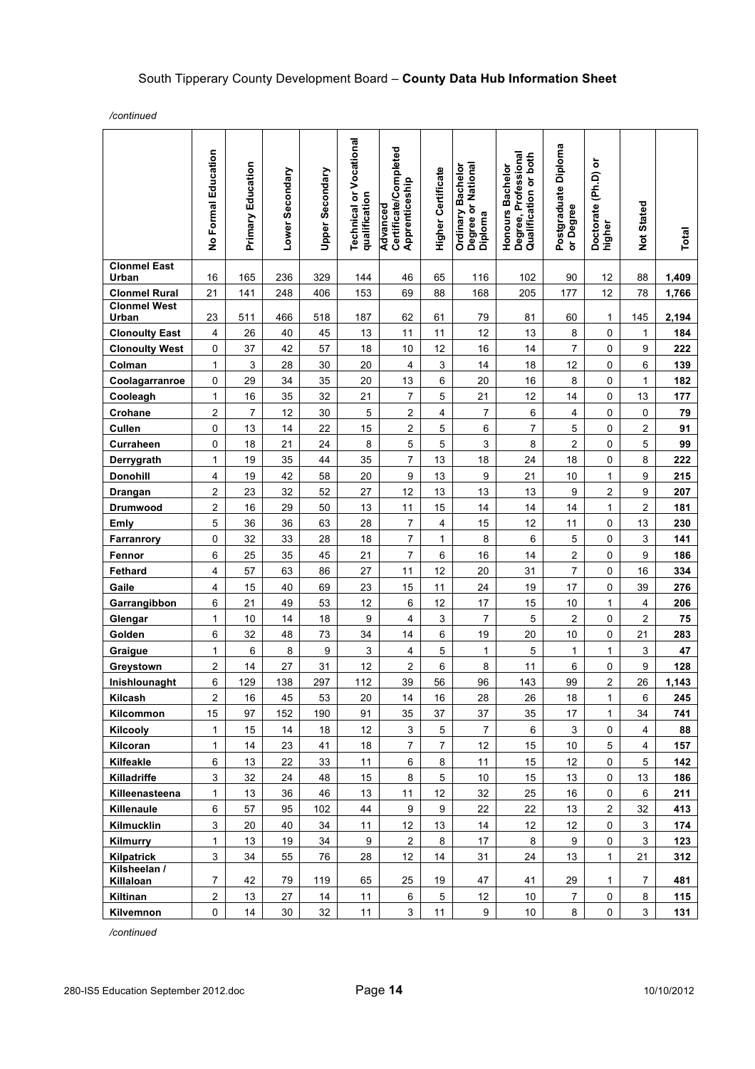*/continued*

| | No Formal Education | Primary Education | Lower Secondary | Upper Secondary | Technical or Vocational qualification | Advanced Certificate/Completed Apprenticeship | Higher Certificate | Ordinary Bachelor Degree or National Diploma | Honours Bachelor Degree, Professional Qualification or both | Postgraduate Diploma or Degree | Doctorate (Ph.D) or higher | Not Stated | Total |
|---|---|---|---|---|---|---|---|---|---|---|---|---|---|
| **Clonmel East Urban** | 16 | 165 | 236 | 329 | 144 | 46 | 65 | 116 | 102 | 90 | 12 | 88 | **1,409** |
| **Clonmel Rural** | 21 | 141 | 248 | 406 | 153 | 69 | 88 | 168 | 205 | 177 | 12 | 78 | **1,766** |
| **Clonmel West Urban** | 23 | 511 | 466 | 518 | 187 | 62 | 61 | 79 | 81 | 60 | 1 | 145 | **2,194** |
| **Clonoulty East** | 4 | 26 | 40 | 45 | 13 | 11 | 11 | 12 | 13 | 8 | 0 | 1 | **184** |
| **Clonoulty West** | 0 | 37 | 42 | 57 | 18 | 10 | 12 | 16 | 14 | 7 | 0 | 9 | **222** |
| **Colman** | 1 | 3 | 28 | 30 | 20 | 4 | 3 | 14 | 18 | 12 | 0 | 6 | **139** |
| **Coolagarranroe** | 0 | 29 | 34 | 35 | 20 | 13 | 6 | 20 | 16 | 8 | 0 | 1 | **182** |
| **Cooleagh** | 1 | 16 | 35 | 32 | 21 | 7 | 5 | 21 | 12 | 14 | 0 | 13 | **177** |
| **Crohane** | 2 | 7 | 12 | 30 | 5 | 2 | 4 | 7 | 6 | 4 | 0 | 0 | **79** |
| **Cullen** | 0 | 13 | 14 | 22 | 15 | 2 | 5 | 6 | 7 | 5 | 0 | 2 | **91** |
| **Curraheen** | 0 | 18 | 21 | 24 | 8 | 5 | 5 | 3 | 8 | 2 | 0 | 5 | **99** |
| **Derrygrath** | 1 | 19 | 35 | 44 | 35 | 7 | 13 | 18 | 24 | 18 | 0 | 8 | **222** |
| **Donohill** | 4 | 19 | 42 | 58 | 20 | 9 | 13 | 9 | 21 | 10 | 1 | 9 | **215** |
| **Drangan** | 2 | 23 | 32 | 52 | 27 | 12 | 13 | 13 | 13 | 9 | 2 | 9 | **207** |
| **Drumwood** | 2 | 16 | 29 | 50 | 13 | 11 | 15 | 14 | 14 | 14 | 1 | 2 | **181** |
| **Emly** | 5 | 36 | 36 | 63 | 28 | 7 | 4 | 15 | 12 | 11 | 0 | 13 | **230** |
| **Farranrory** | 0 | 32 | 33 | 28 | 18 | 7 | 1 | 8 | 6 | 5 | 0 | 3 | **141** |
| **Fennor** | 6 | 25 | 35 | 45 | 21 | 7 | 6 | 16 | 14 | 2 | 0 | 9 | **186** |
| **Fethard** | 4 | 57 | 63 | 86 | 27 | 11 | 12 | 20 | 31 | 7 | 0 | 16 | **334** |
| **Gaile** | 4 | 15 | 40 | 69 | 23 | 15 | 11 | 24 | 19 | 17 | 0 | 39 | **276** |
| **Garrangibbon** | 6 | 21 | 49 | 53 | 12 | 6 | 12 | 17 | 15 | 10 | 1 | 4 | **206** |
| **Glengar** | 1 | 10 | 14 | 18 | 9 | 4 | 3 | 7 | 5 | 2 | 0 | 2 | **75** |
| **Golden** | 6 | 32 | 48 | 73 | 34 | 14 | 6 | 19 | 20 | 10 | 0 | 21 | **283** |
| **Graigue** | 1 | 6 | 8 | 9 | 3 | 4 | 5 | 1 | 5 | 1 | 1 | 3 | **47** |
| **Greystown** | 2 | 14 | 27 | 31 | 12 | 2 | 6 | 8 | 11 | 6 | 0 | 9 | **128** |
| **Inishlounaght** | 6 | 129 | 138 | 297 | 112 | 39 | 56 | 96 | 143 | 99 | 2 | 26 | **1,143** |
| **Kilcash** | 2 | 16 | 45 | 53 | 20 | 14 | 16 | 28 | 26 | 18 | 1 | 6 | **245** |
| **Kilcommon** | 15 | 97 | 152 | 190 | 91 | 35 | 37 | 37 | 35 | 17 | 1 | 34 | **741** |
| **Kilcooly** | 1 | 15 | 14 | 18 | 12 | 3 | 5 | 7 | 6 | 3 | 0 | 4 | **88** |
| **Kilcoran** | 1 | 14 | 23 | 41 | 18 | 7 | 7 | 12 | 15 | 10 | 5 | 4 | **157** |
| **Kilfeakle** | 6 | 13 | 22 | 33 | 11 | 6 | 8 | 11 | 15 | 12 | 0 | 5 | **142** |
| **Killadriffe** | 3 | 32 | 24 | 48 | 15 | 8 | 5 | 10 | 15 | 13 | 0 | 13 | **186** |
| **Killeenasteena** | 1 | 13 | 36 | 46 | 13 | 11 | 12 | 32 | 25 | 16 | 0 | 6 | **211** |
| **Killenaule** | 6 | 57 | 95 | 102 | 44 | 9 | 9 | 22 | 22 | 13 | 2 | 32 | **413** |
| **Kilmucklin** | 3 | 20 | 40 | 34 | 11 | 12 | 13 | 14 | 12 | 12 | 0 | 3 | **174** |
| **Kilmurry** | 1 | 13 | 19 | 34 | 9 | 2 | 8 | 17 | 8 | 9 | 0 | 3 | **123** |
| **Kilpatrick** | 3 | 34 | 55 | 76 | 28 | 12 | 14 | 31 | 24 | 13 | 1 | 21 | **312** |
| **Kilsheelan / Killaloan** | 7 | 42 | 79 | 119 | 65 | 25 | 19 | 47 | 41 | 29 | 1 | 7 | **481** |
| **Kiltinan** | 2 | 13 | 27 | 14 | 11 | 6 | 5 | 12 | 10 | 7 | 0 | 8 | **115** |
| **Kilvemnon** | 0 | 14 | 30 | 32 | 11 | 3 | 11 | 9 | 10 | 8 | 0 | 3 | **131** |

*/continued*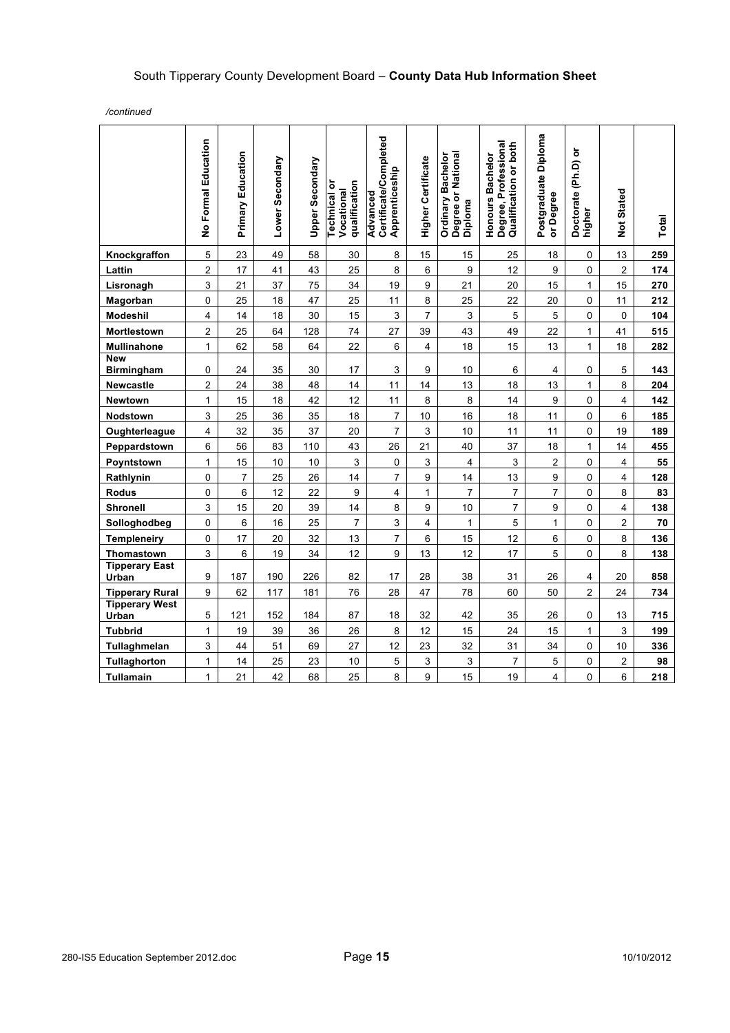South Tipperary County Development Board – **County Data Hub Information Sheet**

*/continued*

| | No Formal Education | Primary Education | Lower Secondary | Upper Secondary | Technical or Vocational qualification | Advanced Certificate/Completed Apprenticeship | Higher Certificate | Ordinary Bachelor Degree or National Diploma | Honours Bachelor Degree, Professional Qualification or both | Postgraduate Diploma or Degree | Doctorate (Ph.D) or higher | Not Stated | Total |
|---|---|---|---|---|---|---|---|---|---|---|---|---|---|
| **Knockgraffon** | 5 | 23 | 49 | 58 | 30 | 8 | 15 | 15 | 25 | 18 | 0 | 13 | **259** |
| **Lattin** | 2 | 17 | 41 | 43 | 25 | 8 | 6 | 9 | 12 | 9 | 0 | 2 | **174** |
| **Lisronagh** | 3 | 21 | 37 | 75 | 34 | 19 | 9 | 21 | 20 | 15 | 1 | 15 | **270** |
| **Magorban** | 0 | 25 | 18 | 47 | 25 | 11 | 8 | 25 | 22 | 20 | 0 | 11 | **212** |
| **Modeshil** | 4 | 14 | 18 | 30 | 15 | 3 | 7 | 3 | 5 | 5 | 0 | 0 | **104** |
| **Mortlestown** | 2 | 25 | 64 | 128 | 74 | 27 | 39 | 43 | 49 | 22 | 1 | 41 | **515** |
| **Mullinahone** | 1 | 62 | 58 | 64 | 22 | 6 | 4 | 18 | 15 | 13 | 1 | 18 | **282** |
| **New Birmingham** | 0 | 24 | 35 | 30 | 17 | 3 | 9 | 10 | 6 | 4 | 0 | 5 | **143** |
| **Newcastle** | 2 | 24 | 38 | 48 | 14 | 11 | 14 | 13 | 18 | 13 | 1 | 8 | **204** |
| **Newtown** | 1 | 15 | 18 | 42 | 12 | 11 | 8 | 8 | 14 | 9 | 0 | 4 | **142** |
| **Nodstown** | 3 | 25 | 36 | 35 | 18 | 7 | 10 | 16 | 18 | 11 | 0 | 6 | **185** |
| **Oughterleague** | 4 | 32 | 35 | 37 | 20 | 7 | 3 | 10 | 11 | 11 | 0 | 19 | **189** |
| **Peppardstown** | 6 | 56 | 83 | 110 | 43 | 26 | 21 | 40 | 37 | 18 | 1 | 14 | **455** |
| **Poyntstown** | 1 | 15 | 10 | 10 | 3 | 0 | 3 | 4 | 3 | 2 | 0 | 4 | **55** |
| **Rathlynin** | 0 | 7 | 25 | 26 | 14 | 7 | 9 | 14 | 13 | 9 | 0 | 4 | **128** |
| **Rodus** | 0 | 6 | 12 | 22 | 9 | 4 | 1 | 7 | 7 | 7 | 0 | 8 | **83** |
| **Shronell** | 3 | 15 | 20 | 39 | 14 | 8 | 9 | 10 | 7 | 9 | 0 | 4 | **138** |
| **Solloghodbeg** | 0 | 6 | 16 | 25 | 7 | 3 | 4 | 1 | 5 | 1 | 0 | 2 | **70** |
| **Templeneiry** | 0 | 17 | 20 | 32 | 13 | 7 | 6 | 15 | 12 | 6 | 0 | 8 | **136** |
| **Thomastown** | 3 | 6 | 19 | 34 | 12 | 9 | 13 | 12 | 17 | 5 | 0 | 8 | **138** |
| **Tipperary East Urban** | 9 | 187 | 190 | 226 | 82 | 17 | 28 | 38 | 31 | 26 | 4 | 20 | **858** |
| **Tipperary Rural** | 9 | 62 | 117 | 181 | 76 | 28 | 47 | 78 | 60 | 50 | 2 | 24 | **734** |
| **Tipperary West Urban** | 5 | 121 | 152 | 184 | 87 | 18 | 32 | 42 | 35 | 26 | 0 | 13 | **715** |
| **Tubbrid** | 1 | 19 | 39 | 36 | 26 | 8 | 12 | 15 | 24 | 15 | 1 | 3 | **199** |
| **Tullaghmelan** | 3 | 44 | 51 | 69 | 27 | 12 | 23 | 32 | 31 | 34 | 0 | 10 | **336** |
| **Tullaghorton** | 1 | 14 | 25 | 23 | 10 | 5 | 3 | 3 | 7 | 5 | 0 | 2 | **98** |
| **Tullamain** | 1 | 21 | 42 | 68 | 25 | 8 | 9 | 15 | 19 | 4 | 0 | 6 | **218** |